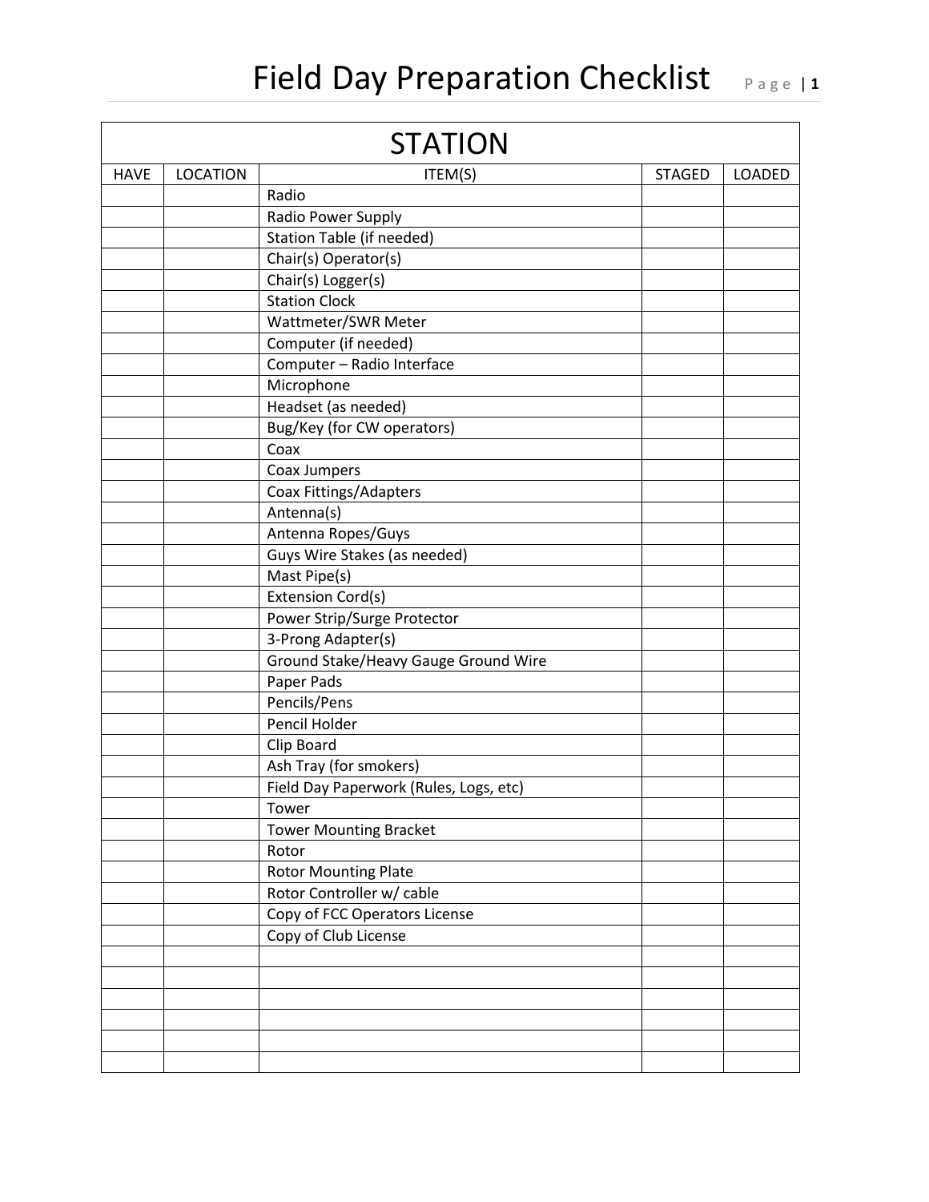# Field Day Preparation Checklist

| STATION | | | | |
|---|---|---|---|---|
| HAVE | LOCATION | ITEM(S) | STAGED | LOADED |
| | | Radio | | |
| | | Radio Power Supply | | |
| | | Station Table (if needed) | | |
| | | Chair(s) Operator(s) | | |
| | | Chair(s) Logger(s) | | |
| | | Station Clock | | |
| | | Wattmeter/SWR Meter | | |
| | | Computer (if needed) | | |
| | | Computer – Radio Interface | | |
| | | Microphone | | |
| | | Headset (as needed) | | |
| | | Bug/Key (for CW operators) | | |
| | | Coax | | |
| | | Coax Jumpers | | |
| | | Coax Fittings/Adapters | | |
| | | Antenna(s) | | |
| | | Antenna Ropes/Guys | | |
| | | Guys Wire Stakes (as needed) | | |
| | | Mast Pipe(s) | | |
| | | Extension Cord(s) | | |
| | | Power Strip/Surge Protector | | |
| | | 3-Prong Adapter(s) | | |
| | | Ground Stake/Heavy Gauge Ground Wire | | |
| | | Paper Pads | | |
| | | Pencils/Pens | | |
| | | Pencil Holder | | |
| | | Clip Board | | |
| | | Ash Tray (for smokers) | | |
| | | Field Day Paperwork (Rules, Logs, etc) | | |
| | | Tower | | |
| | | Tower Mounting Bracket | | |
| | | Rotor | | |
| | | Rotor Mounting Plate | | |
| | | Rotor Controller w/ cable | | |
| | | Copy of FCC Operators License | | |
| | | Copy of Club License | | |
| | | | | |
| | | | | |
| | | | | |
| | | | | |
| | | | | |
| | | | | |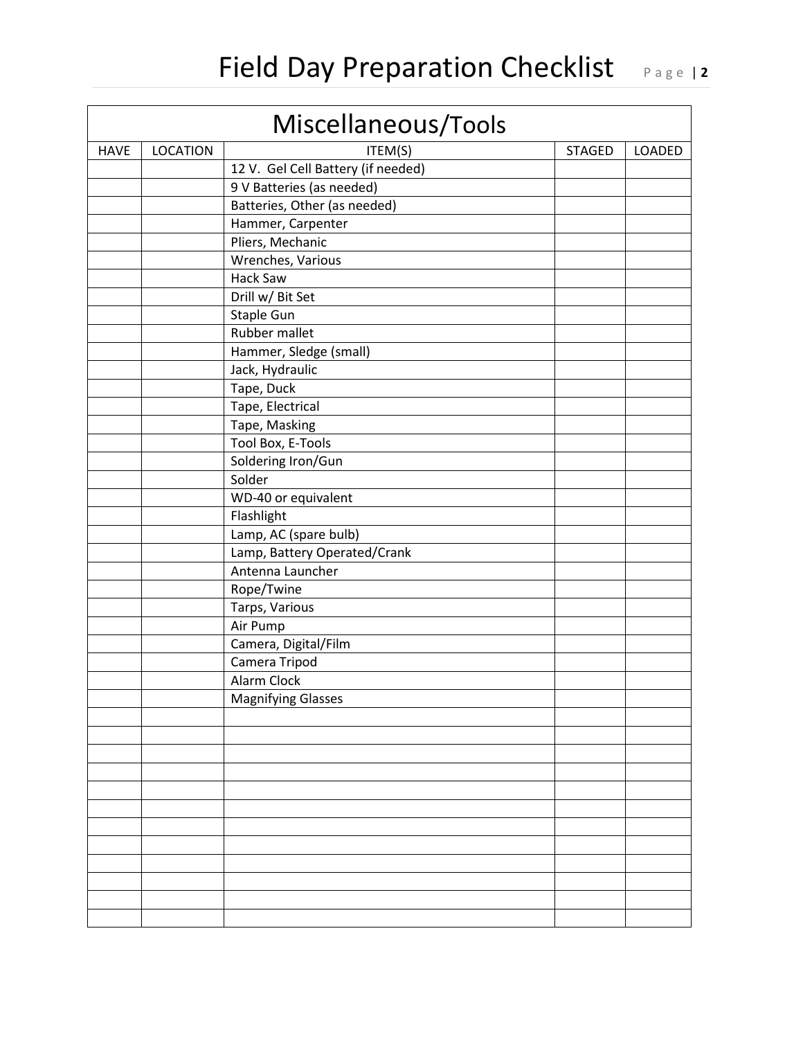## Miscellaneous/Tools

| HAVE | LOCATION | ITEM(S) | STAGED | LOADED |
|---|---|---|---|---|
| | | 12 V.  Gel Cell Battery (if needed) | | |
| | | 9 V Batteries (as needed) | | |
| | | Batteries, Other (as needed) | | |
| | | Hammer, Carpenter | | |
| | | Pliers, Mechanic | | |
| | | Wrenches, Various | | |
| | | Hack Saw | | |
| | | Drill w/ Bit Set | | |
| | | Staple Gun | | |
| | | Rubber mallet | | |
| | | Hammer, Sledge (small) | | |
| | | Jack, Hydraulic | | |
| | | Tape, Duck | | |
| | | Tape, Electrical | | |
| | | Tape, Masking | | |
| | | Tool Box, E-Tools | | |
| | | Soldering Iron/Gun | | |
| | | Solder | | |
| | | WD-40 or equivalent | | |
| | | Flashlight | | |
| | | Lamp, AC (spare bulb) | | |
| | | Lamp, Battery Operated/Crank | | |
| | | Antenna Launcher | | |
| | | Rope/Twine | | |
| | | Tarps, Various | | |
| | | Air Pump | | |
| | | Camera, Digital/Film | | |
| | | Camera Tripod | | |
| | | Alarm Clock | | |
| | | Magnifying Glasses | | |
| | | | | |
| | | | | |
| | | | | |
| | | | | |
| | | | | |
| | | | | |
| | | | | |
| | | | | |
| | | | | |
| | | | | |
| | | | | |
| | | | | |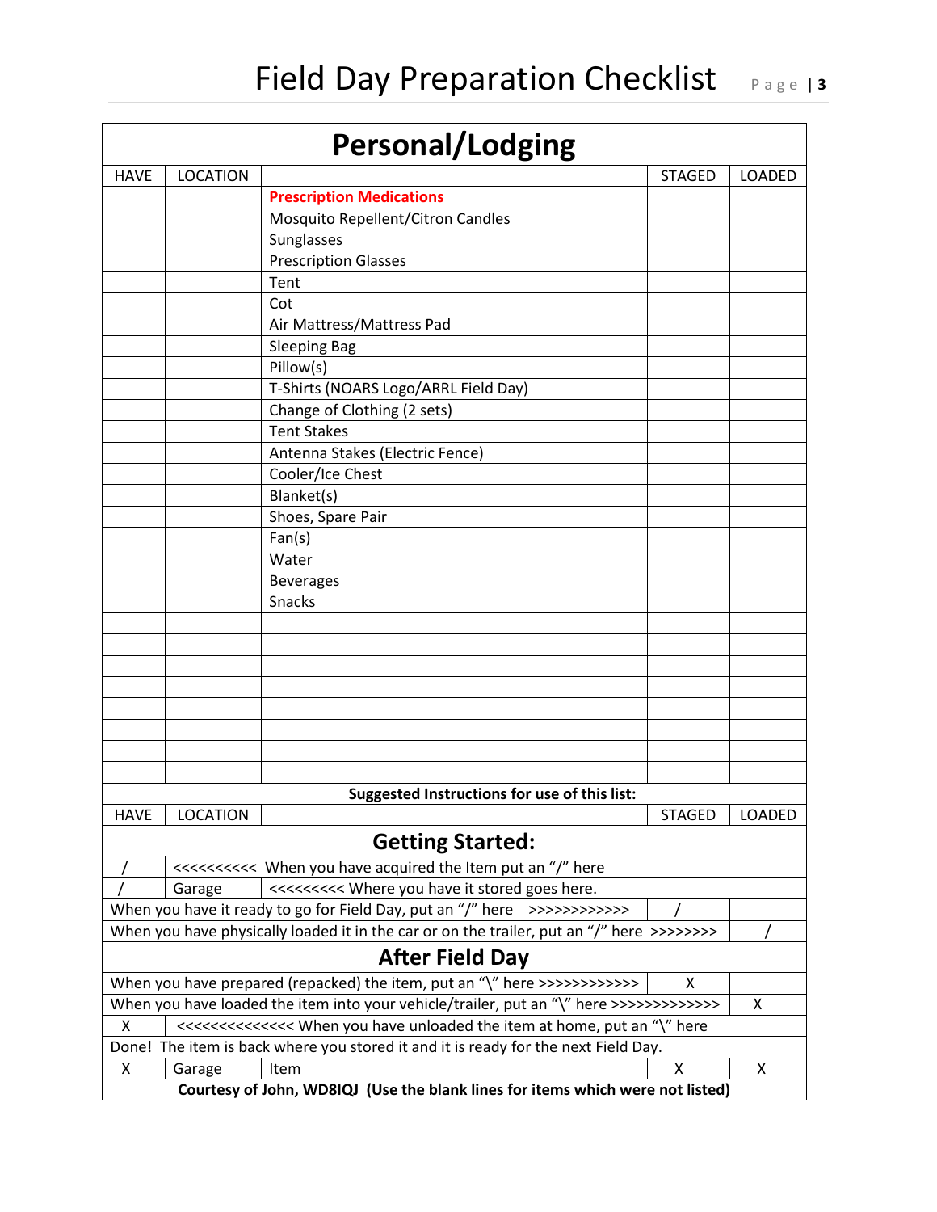# Field Day Preparation Checklist

## Personal/Lodging

| HAVE | LOCATION | | STAGED | LOADED |
|---|---|---|---|---|
| | | **Prescription Medications** | | |
| | | Mosquito Repellent/Citron Candles | | |
| | | Sunglasses | | |
| | | Prescription Glasses | | |
| | | Tent | | |
| | | Cot | | |
| | | Air Mattress/Mattress Pad | | |
| | | Sleeping Bag | | |
| | | Pillow(s) | | |
| | | T-Shirts (NOARS Logo/ARRL Field Day) | | |
| | | Change of Clothing (2 sets) | | |
| | | Tent Stakes | | |
| | | Antenna Stakes (Electric Fence) | | |
| | | Cooler/Ice Chest | | |
| | | Blanket(s) | | |
| | | Shoes, Spare Pair | | |
| | | Fan(s) | | |
| | | Water | | |
| | | Beverages | | |
| | | Snacks | | |
| | | | | |
| | | | | |
| | | | | |
| | | | | |
| | | | | |
| | | | | |
| | | | | |
| | | | | |

**Suggested Instructions for use of this list:**

| HAVE | LOCATION | | STAGED | LOADED |
|---|---|---|---|---|
| **Getting Started:** | | | | |
| / | <<<<<<<<<< When you have acquired the Item put an "/" here | | | |
| / | Garage | <<<<<<<<< Where you have it stored goes here. | | |
| When you have it ready to go for Field Day, put an "/" here >>>>>>>>>>>> | | | / | |
| When you have physically loaded it in the car or on the trailer, put an "/" here >>>>>>>> | | | | / |
| **After Field Day** | | | | |
| When you have prepared (repacked) the item, put an "\" here >>>>>>>>>>>> | | | X | |
| When you have loaded the item into your vehicle/trailer, put an "\" here >>>>>>>>>>>>> | | | | X |
| X | <<<<<<<<<<<<<< When you have unloaded the item at home, put an "\" here | | | |
| Done! The item is back where you stored it and it is ready for the next Field Day. | | | | |
| X | Garage | Item | X | X |

**Courtesy of John, WD8IQJ (Use the blank lines for items which were not listed)**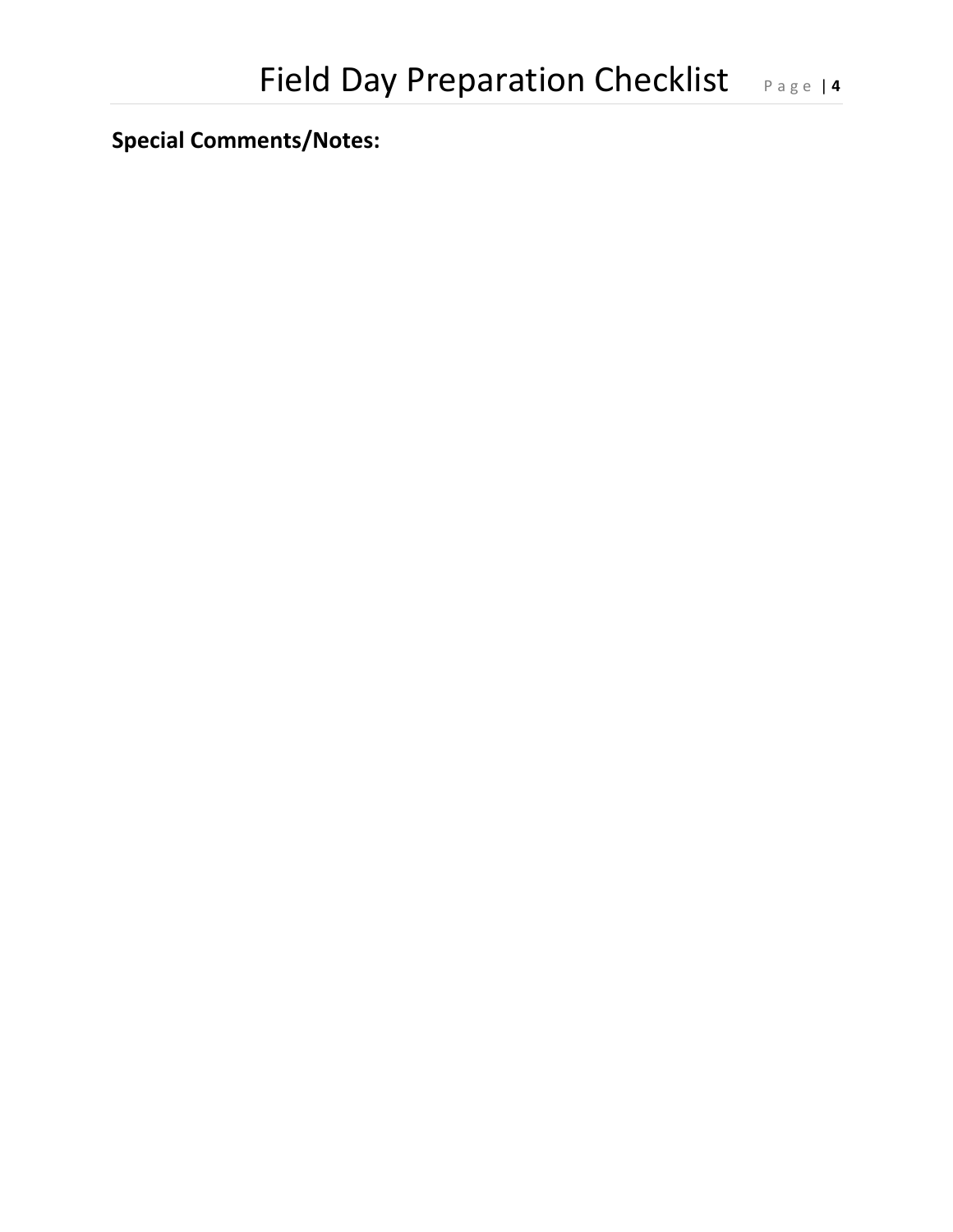**Special Comments/Notes:**